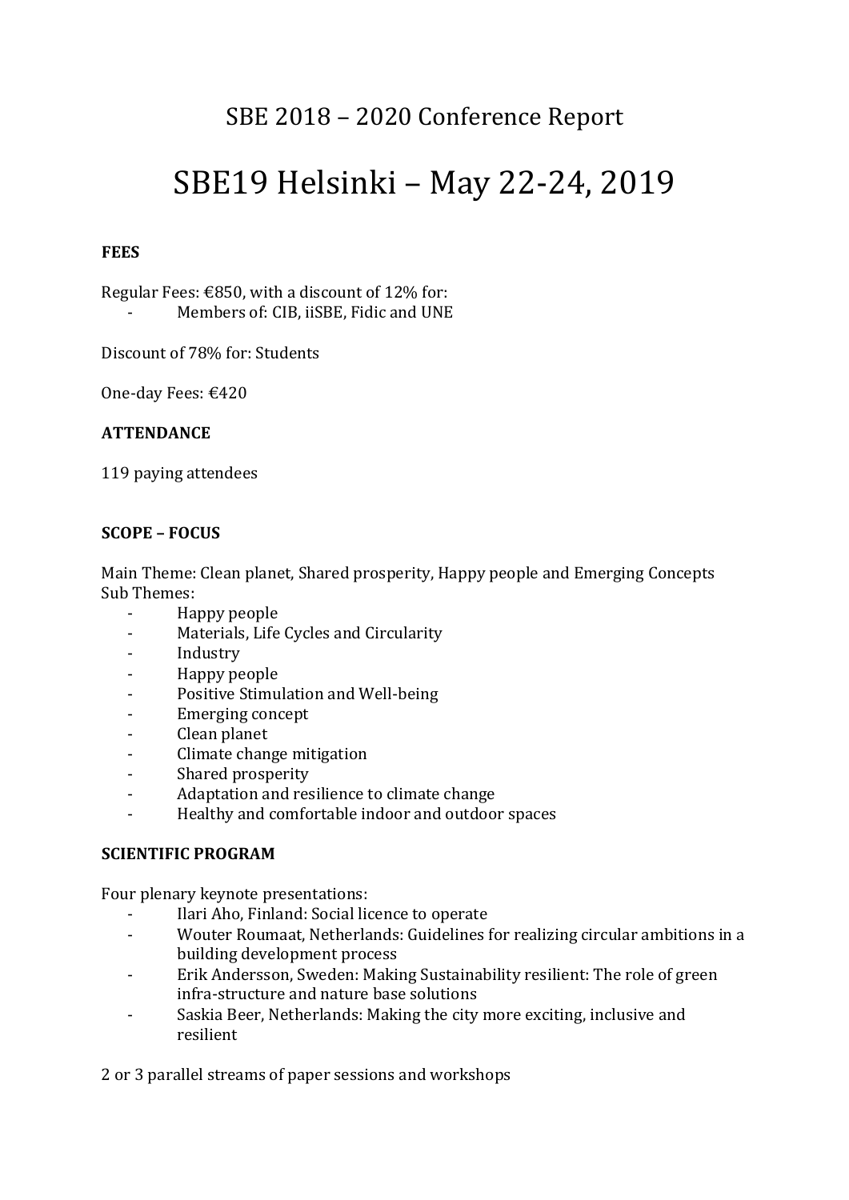# SBE 2018 – 2020 Conference Report

# SBE19 Helsinki – May 22-24, 2019

**FEES**

Regular Fees: €850, with a discount of 12% for:

- Members of: CIB, iiSBE, Fidic and UNE

Discount of 78% for: Students

One-day Fees: €420

**ATTENDANCE**

119 paying attendees

**SCOPE – FOCUS**

Main Theme: Clean planet, Shared prosperity, Happy people and Emerging Concepts
Sub Themes:

- Happy people
- Materials, Life Cycles and Circularity
- Industry
- Happy people
- Positive Stimulation and Well-being
- Emerging concept
- Clean planet
- Climate change mitigation
- Shared prosperity
- Adaptation and resilience to climate change
- Healthy and comfortable indoor and outdoor spaces

**SCIENTIFIC PROGRAM**

Four plenary keynote presentations:

- Ilari Aho, Finland: Social licence to operate
- Wouter Roumaat, Netherlands: Guidelines for realizing circular ambitions in a building development process
- Erik Andersson, Sweden: Making Sustainability resilient: The role of green infra-structure and nature base solutions
- Saskia Beer, Netherlands: Making the city more exciting, inclusive and resilient

2 or 3 parallel streams of paper sessions and workshops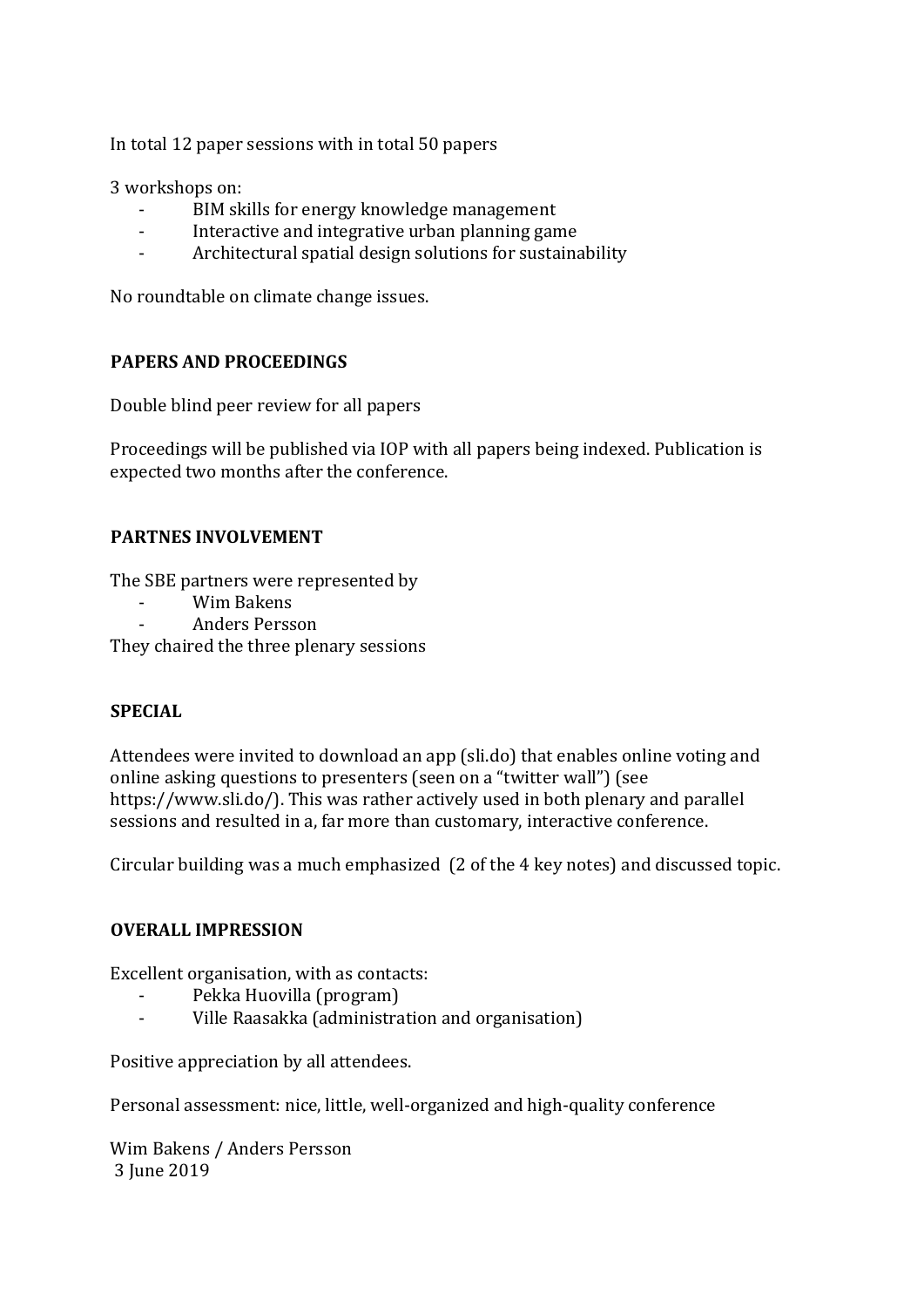In total 12 paper sessions with in total 50 papers

3 workshops on:

- BIM skills for energy knowledge management
- Interactive and integrative urban planning game
- Architectural spatial design solutions for sustainability

No roundtable on climate change issues.

## PAPERS AND PROCEEDINGS

Double blind peer review for all papers

Proceedings will be published via IOP with all papers being indexed. Publication is expected two months after the conference.

## PARTNES INVOLVEMENT

The SBE partners were represented by

- Wim Bakens
- Anders Persson

They chaired the three plenary sessions

## SPECIAL

Attendees were invited to download an app (sli.do) that enables online voting and online asking questions to presenters (seen on a "twitter wall") (see https://www.sli.do/). This was rather actively used in both plenary and parallel sessions and resulted in a, far more than customary, interactive conference.

Circular building was a much emphasized (2 of the 4 key notes) and discussed topic.

## OVERALL IMPRESSION

Excellent organisation, with as contacts:

- Pekka Huovilla (program)
- Ville Raasakka (administration and organisation)

Positive appreciation by all attendees.

Personal assessment: nice, little, well-organized and high-quality conference

Wim Bakens / Anders Persson
3 June 2019